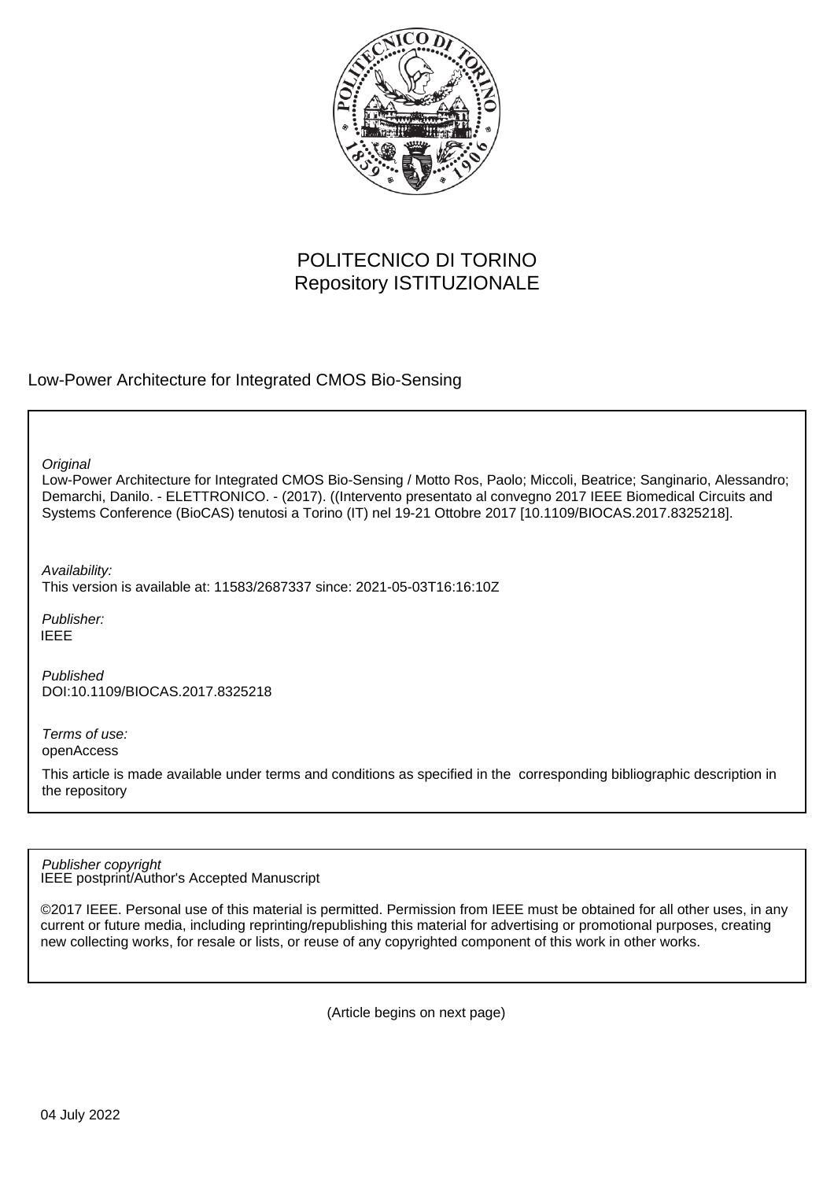POLITECNICO DI TORINO
Repository ISTITUZIONALE

Low-Power Architecture for Integrated CMOS Bio-Sensing

*Original*
Low-Power Architecture for Integrated CMOS Bio-Sensing / Motto Ros, Paolo; Miccoli, Beatrice; Sanginario, Alessandro; Demarchi, Danilo. - ELETTRONICO. - (2017). ((Intervento presentato al convegno 2017 IEEE Biomedical Circuits and Systems Conference (BioCAS) tenutosi a Torino (IT) nel 19-21 Ottobre 2017 [10.1109/BIOCAS.2017.8325218].

*Availability:*
This version is available at: 11583/2687337 since: 2021-05-03T16:16:10Z

*Publisher:*
IEEE

*Published*
DOI:10.1109/BIOCAS.2017.8325218

*Terms of use:*
openAccess

This article is made available under terms and conditions as specified in the corresponding bibliographic description in the repository

*Publisher copyright*
IEEE postprint/Author's Accepted Manuscript

©2017 IEEE. Personal use of this material is permitted. Permission from IEEE must be obtained for all other uses, in any current or future media, including reprinting/republishing this material for advertising or promotional purposes, creating new collecting works, for resale or lists, or reuse of any copyrighted component of this work in other works.

(Article begins on next page)

04 July 2022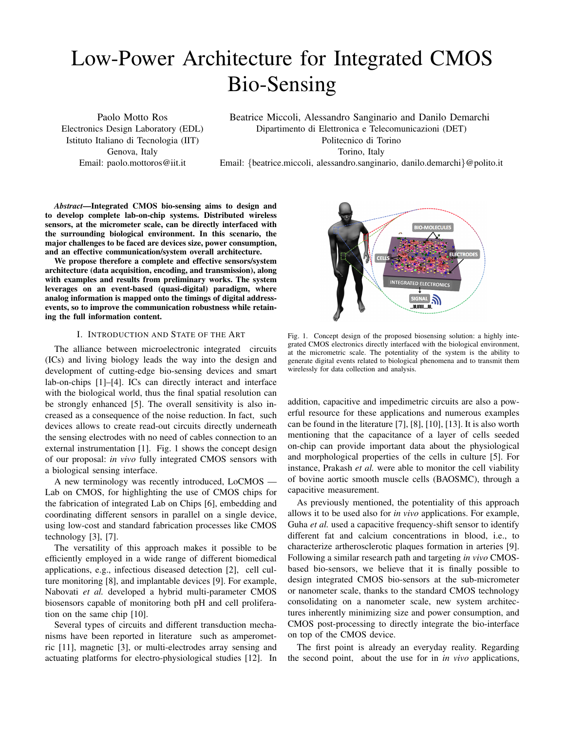# Low-Power Architecture for Integrated CMOS Bio-Sensing

Paolo Motto Ros
Electronics Design Laboratory (EDL)
Istituto Italiano di Tecnologia (IIT)
Genova, Italy
Email: paolo.mottoros@iit.it

Beatrice Miccoli, Alessandro Sanginario and Danilo Demarchi
Dipartimento di Elettronica e Telecomunicazioni (DET)
Politecnico di Torino
Torino, Italy
Email: {beatrice.miccoli, alessandro.sanginario, danilo.demarchi}@polito.it

***Abstract*—Integrated CMOS bio-sensing aims to design and to develop complete lab-on-chip systems. Distributed wireless sensors, at the micrometer scale, can be directly interfaced with the surrounding biological environment. In this scenario, the major challenges to be faced are devices size, power consumption, and an effective communication/system overall architecture.**

**We propose therefore a complete and effective sensors/system architecture (data acquisition, encoding, and transmission), along with examples and results from preliminary works. The system leverages on an event-based (quasi-digital) paradigm, where analog information is mapped onto the timings of digital address-events, so to improve the communication robustness while retaining the full information content.**

## I. Introduction and State of the Art

The alliance between microelectronic integrated circuits (ICs) and living biology leads the way into the design and development of cutting-edge bio-sensing devices and smart lab-on-chips [1]–[4]. ICs can directly interact and interface with the biological world, thus the final spatial resolution can be strongly enhanced [5]. The overall sensitivity is also increased as a consequence of the noise reduction. In fact, such devices allows to create read-out circuits directly underneath the sensing electrodes with no need of cables connection to an external instrumentation [1]. Fig. 1 shows the concept design of our proposal: *in vivo* fully integrated CMOS sensors with a biological sensing interface.

A new terminology was recently introduced, LoCMOS — Lab on CMOS, for highlighting the use of CMOS chips for the fabrication of integrated Lab on Chips [6], embedding and coordinating different sensors in parallel on a single device, using low-cost and standard fabrication processes like CMOS technology [3], [7].

The versatility of this approach makes it possible to be efficiently employed in a wide range of different biomedical applications, e.g., infectious diseased detection [2], cell culture monitoring [8], and implantable devices [9]. For example, Nabovati *et al.* developed a hybrid multi-parameter CMOS biosensors capable of monitoring both pH and cell proliferation on the same chip [10].

Several types of circuits and different transduction mechanisms have been reported in literature such as amperometric [11], magnetic [3], or multi-electrodes array sensing and actuating platforms for electro-physiological studies [12]. In addition, capacitive and impedimetric circuits are also a powerful resource for these applications and numerous examples can be found in the literature [7], [8], [10], [13]. It is also worth mentioning that the capacitance of a layer of cells seeded on-chip can provide important data about the physiological and morphological properties of the cells in culture [5]. For instance, Prakash *et al.* were able to monitor the cell viability of bovine aortic smooth muscle cells (BAOSMC), through a capacitive measurement.

Fig. 1. Concept design of the proposed biosensing solution: a highly integrated CMOS electronics directly interfaced with the biological environment, at the micrometric scale. The potentiality of the system is the ability to generate digital events related to biological phenomena and to transmit them wirelessly for data collection and analysis.

As previously mentioned, the potentiality of this approach allows it to be used also for *in vivo* applications. For example, Guha *et al.* used a capacitive frequency-shift sensor to identify different fat and calcium concentrations in blood, i.e., to characterize artherosclerotic plaques formation in arteries [9]. Following a similar research path and targeting *in vivo* CMOS-based bio-sensors, we believe that it is finally possible to design integrated CMOS bio-sensors at the sub-micrometer or nanometer scale, thanks to the standard CMOS technology consolidating on a nanometer scale, new system architectures inherently minimizing size and power consumption, and CMOS post-processing to directly integrate the bio-interface on top of the CMOS device.

The first point is already an everyday reality. Regarding the second point, about the use for in *in vivo* applications,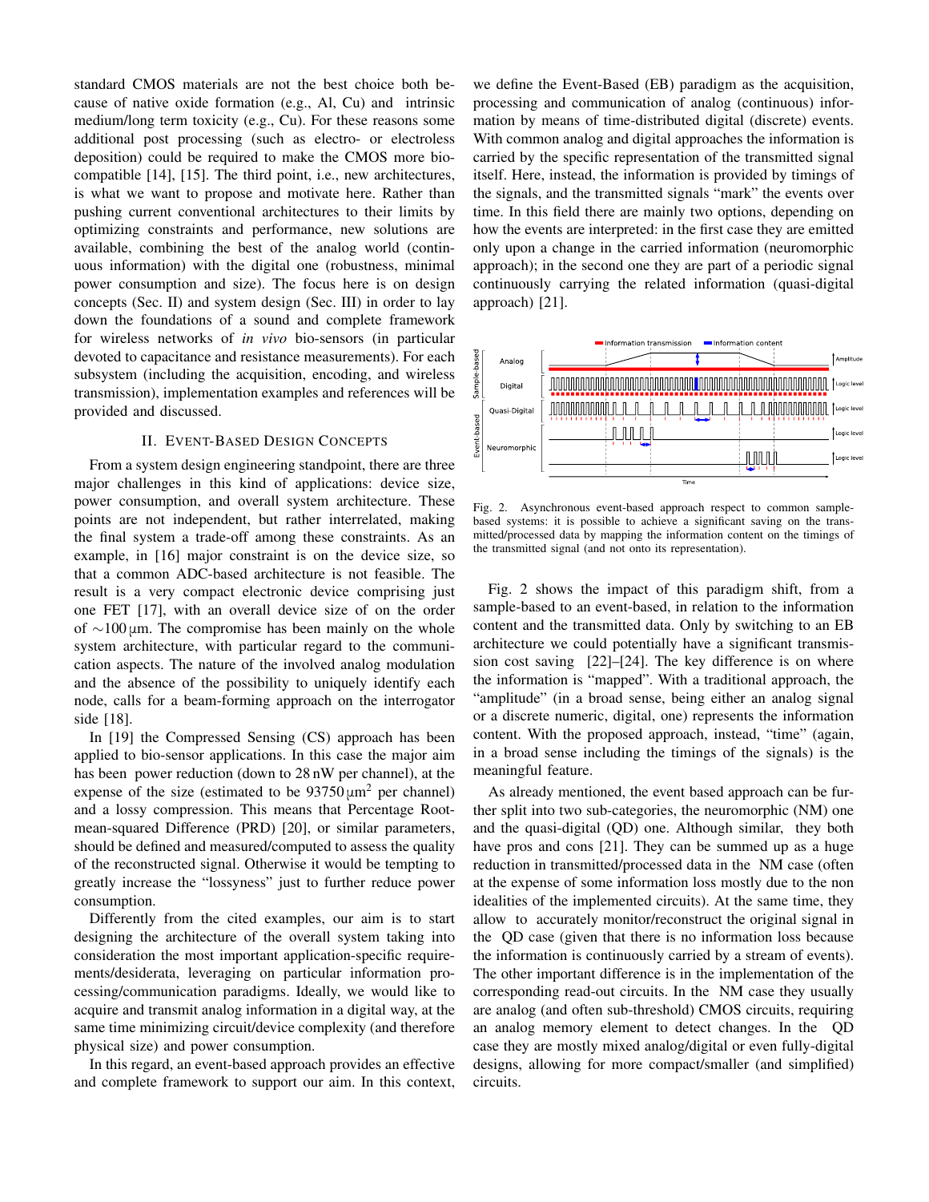standard CMOS materials are not the best choice both because of native oxide formation (e.g., Al, Cu) and intrinsic medium/long term toxicity (e.g., Cu). For these reasons some additional post processing (such as electro- or electroless deposition) could be required to make the CMOS more biocompatible [14], [15]. The third point, i.e., new architectures, is what we want to propose and motivate here. Rather than pushing current conventional architectures to their limits by optimizing constraints and performance, new solutions are available, combining the best of the analog world (continuous information) with the digital one (robustness, minimal power consumption and size). The focus here is on design concepts (Sec. II) and system design (Sec. III) in order to lay down the foundations of a sound and complete framework for wireless networks of *in vivo* bio-sensors (in particular devoted to capacitance and resistance measurements). For each subsystem (including the acquisition, encoding, and wireless transmission), implementation examples and references will be provided and discussed.

## II. Event-Based Design Concepts

From a system design engineering standpoint, there are three major challenges in this kind of applications: device size, power consumption, and overall system architecture. These points are not independent, but rather interrelated, making the final system a trade-off among these constraints. As an example, in [16] major constraint is on the device size, so that a common ADC-based architecture is not feasible. The result is a very compact electronic device comprising just one FET [17], with an overall device size of on the order of ∼100 µm. The compromise has been mainly on the whole system architecture, with particular regard to the communication aspects. The nature of the involved analog modulation and the absence of the possibility to uniquely identify each node, calls for a beam-forming approach on the interrogator side [18].

In [19] the Compressed Sensing (CS) approach has been applied to bio-sensor applications. In this case the major aim has been power reduction (down to 28 nW per channel), at the expense of the size (estimated to be 93750 µm$^2$ per channel) and a lossy compression. This means that Percentage Root-mean-squared Difference (PRD) [20], or similar parameters, should be defined and measured/computed to assess the quality of the reconstructed signal. Otherwise it would be tempting to greatly increase the "lossyness" just to further reduce power consumption.

Differently from the cited examples, our aim is to start designing the architecture of the overall system taking into consideration the most important application-specific requirements/desiderata, leveraging on particular information processing/communication paradigms. Ideally, we would like to acquire and transmit analog information in a digital way, at the same time minimizing circuit/device complexity (and therefore physical size) and power consumption.

In this regard, an event-based approach provides an effective and complete framework to support our aim. In this context, we define the Event-Based (EB) paradigm as the acquisition, processing and communication of analog (continuous) information by means of time-distributed digital (discrete) events. With common analog and digital approaches the information is carried by the specific representation of the transmitted signal itself. Here, instead, the information is provided by timings of the signals, and the transmitted signals "mark" the events over time. In this field there are mainly two options, depending on how the events are interpreted: in the first case they are emitted only upon a change in the carried information (neuromorphic approach); in the second one they are part of a periodic signal continuously carrying the related information (quasi-digital approach) [21].

Fig. 2. Asynchronous event-based approach respect to common sample-based systems: it is possible to achieve a significant saving on the transmitted/processed data by mapping the information content on the timings of the transmitted signal (and not onto its representation).

Fig. 2 shows the impact of this paradigm shift, from a sample-based to an event-based, in relation to the information content and the transmitted data. Only by switching to an EB architecture we could potentially have a significant transmission cost saving [22]–[24]. The key difference is on where the information is "mapped". With a traditional approach, the "amplitude" (in a broad sense, being either an analog signal or a discrete numeric, digital, one) represents the information content. With the proposed approach, instead, "time" (again, in a broad sense including the timings of the signals) is the meaningful feature.

As already mentioned, the event based approach can be further split into two sub-categories, the neuromorphic (NM) one and the quasi-digital (QD) one. Although similar, they both have pros and cons [21]. They can be summed up as a huge reduction in transmitted/processed data in the NM case (often at the expense of some information loss mostly due to the non idealities of the implemented circuits). At the same time, they allow to accurately monitor/reconstruct the original signal in the QD case (given that there is no information loss because the information is continuously carried by a stream of events). The other important difference is in the implementation of the corresponding read-out circuits. In the NM case they usually are analog (and often sub-threshold) CMOS circuits, requiring an analog memory element to detect changes. In the QD case they are mostly mixed analog/digital or even fully-digital designs, allowing for more compact/smaller (and simplified) circuits.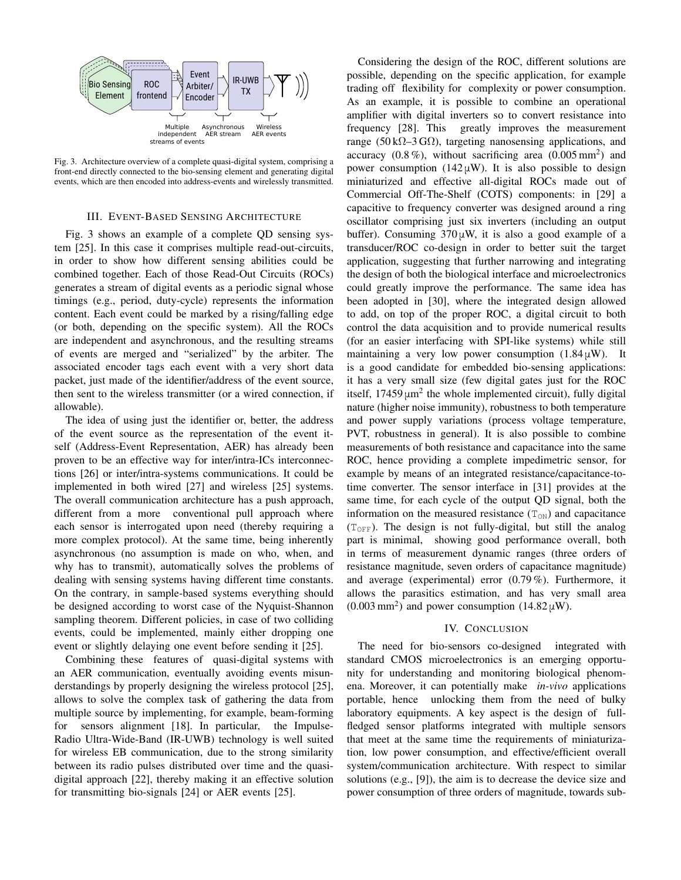Fig. 3. Architecture overview of a complete quasi-digital system, comprising a front-end directly connected to the bio-sensing element and generating digital events, which are then encoded into address-events and wirelessly transmitted.

## III. Event-Based Sensing Architecture

Fig. 3 shows an example of a complete QD sensing system [25]. In this case it comprises multiple read-out-circuits, in order to show how different sensing abilities could be combined together. Each of those Read-Out Circuits (ROCs) generates a stream of digital events as a periodic signal whose timings (e.g., period, duty-cycle) represents the information content. Each event could be marked by a rising/falling edge (or both, depending on the specific system). All the ROCs are independent and asynchronous, and the resulting streams of events are merged and "serialized" by the arbiter. The associated encoder tags each event with a very short data packet, just made of the identifier/address of the event source, then sent to the wireless transmitter (or a wired connection, if allowable).

The idea of using just the identifier or, better, the address of the event source as the representation of the event itself (Address-Event Representation, AER) has already been proven to be an effective way for inter/intra-ICs interconnections [26] or inter/intra-systems communications. It could be implemented in both wired [27] and wireless [25] systems. The overall communication architecture has a push approach, different from a more conventional pull approach where each sensor is interrogated upon need (thereby requiring a more complex protocol). At the same time, being inherently asynchronous (no assumption is made on who, when, and why has to transmit), automatically solves the problems of dealing with sensing systems having different time constants. On the contrary, in sample-based systems everything should be designed according to worst case of the Nyquist-Shannon sampling theorem. Different policies, in case of two colliding events, could be implemented, mainly either dropping one event or slightly delaying one event before sending it [25].

Combining these features of quasi-digital systems with an AER communication, eventually avoiding events misunderstandings by properly designing the wireless protocol [25], allows to solve the complex task of gathering the data from multiple source by implementing, for example, beam-forming for sensors alignment [18]. In particular, the Impulse-Radio Ultra-Wide-Band (IR-UWB) technology is well suited for wireless EB communication, due to the strong similarity between its radio pulses distributed over time and the quasi-digital approach [22], thereby making it an effective solution for transmitting bio-signals [24] or AER events [25].

Considering the design of the ROC, different solutions are possible, depending on the specific application, for example trading off flexibility for complexity or power consumption. As an example, it is possible to combine an operational amplifier with digital inverters so to convert resistance into frequency [28]. This greatly improves the measurement range (50 kΩ–3 GΩ), targeting nanosensing applications, and accuracy (0.8 %), without sacrificing area (0.005 $\text{mm}^2$) and power consumption (142 µW). It is also possible to design miniaturized and effective all-digital ROCs made out of Commercial Off-The-Shelf (COTS) components: in [29] a capacitive to frequency converter was designed around a ring oscillator comprising just six inverters (including an output buffer). Consuming 370 µW, it is also a good example of a transducer/ROC co-design in order to better suit the target application, suggesting that further narrowing and integrating the design of both the biological interface and microelectronics could greatly improve the performance. The same idea has been adopted in [30], where the integrated design allowed to add, on top of the proper ROC, a digital circuit to both control the data acquisition and to provide numerical results (for an easier interfacing with SPI-like systems) while still maintaining a very low power consumption (1.84 µW). It is a good candidate for embedded bio-sensing applications: it has a very small size (few digital gates just for the ROC itself, 17459 $\mu\text{m}^2$ the whole implemented circuit), fully digital nature (higher noise immunity), robustness to both temperature and power supply variations (process voltage temperature, PVT, robustness in general). It is also possible to combine measurements of both resistance and capacitance into the same ROC, hence providing a complete impedimetric sensor, for example by means of an integrated resistance/capacitance-to-time converter. The sensor interface in [31] provides at the same time, for each cycle of the output QD signal, both the information on the measured resistance ($T_{ON}$) and capacitance ($T_{OFF}$). The design is not fully-digital, but still the analog part is minimal, showing good performance overall, both in terms of measurement dynamic ranges (three orders of resistance magnitude, seven orders of capacitance magnitude) and average (experimental) error (0.79 %). Furthermore, it allows the parasitics estimation, and has very small area (0.003 $\text{mm}^2$) and power consumption (14.82 µW).

## IV. Conclusion

The need for bio-sensors co-designed integrated with standard CMOS microelectronics is an emerging opportunity for understanding and monitoring biological phenomena. Moreover, it can potentially make *in-vivo* applications portable, hence unlocking them from the need of bulky laboratory equipments. A key aspect is the design of full-fledged sensor platforms integrated with multiple sensors that meet at the same time the requirements of miniaturization, low power consumption, and effective/efficient overall system/communication architecture. With respect to similar solutions (e.g., [9]), the aim is to decrease the device size and power consumption of three orders of magnitude, towards sub-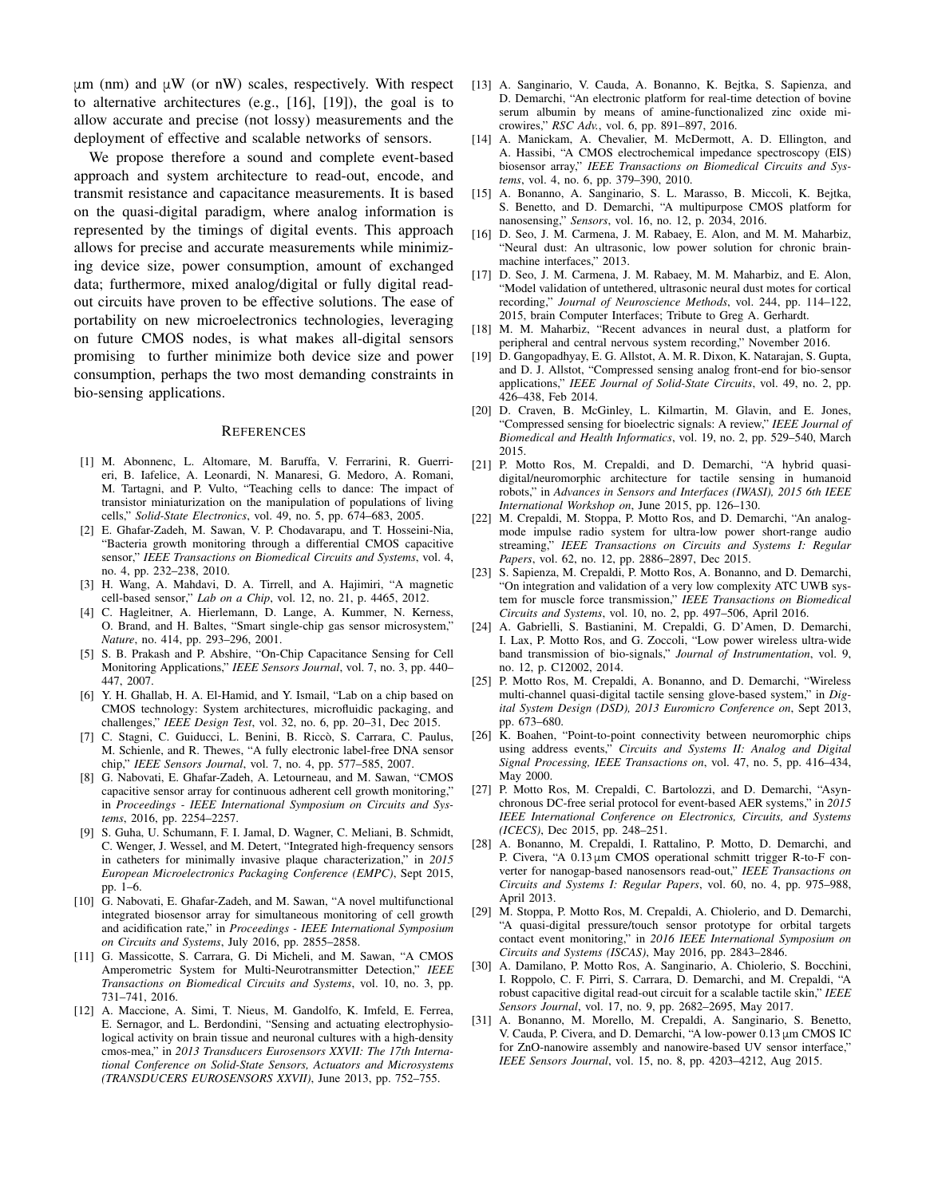µm (nm) and µW (or nW) scales, respectively. With respect to alternative architectures (e.g., [16], [19]), the goal is to allow accurate and precise (not lossy) measurements and the deployment of effective and scalable networks of sensors.

We propose therefore a sound and complete event-based approach and system architecture to read-out, encode, and transmit resistance and capacitance measurements. It is based on the quasi-digital paradigm, where analog information is represented by the timings of digital events. This approach allows for precise and accurate measurements while minimizing device size, power consumption, amount of exchanged data; furthermore, mixed analog/digital or fully digital read-out circuits have proven to be effective solutions. The ease of portability on new microelectronics technologies, leveraging on future CMOS nodes, is what makes all-digital sensors promising to further minimize both device size and power consumption, perhaps the two most demanding constraints in bio-sensing applications.

## References

[1] M. Abonnenc, L. Altomare, M. Baruffa, V. Ferrarini, R. Guerrieri, B. Iafelice, A. Leonardi, N. Manaresi, G. Medoro, A. Romani, M. Tartagni, and P. Vulto, "Teaching cells to dance: The impact of transistor miniaturization on the manipulation of populations of living cells," *Solid-State Electronics*, vol. 49, no. 5, pp. 674–683, 2005.

[2] E. Ghafar-Zadeh, M. Sawan, V. P. Chodavarapu, and T. Hosseini-Nia, "Bacteria growth monitoring through a differential CMOS capacitive sensor," *IEEE Transactions on Biomedical Circuits and Systems*, vol. 4, no. 4, pp. 232–238, 2010.

[3] H. Wang, A. Mahdavi, D. A. Tirrell, and A. Hajimiri, "A magnetic cell-based sensor," *Lab on a Chip*, vol. 12, no. 21, p. 4465, 2012.

[4] C. Hagleitner, A. Hierlemann, D. Lange, A. Kummer, N. Kerness, O. Brand, and H. Baltes, "Smart single-chip gas sensor microsystem," *Nature*, no. 414, pp. 293–296, 2001.

[5] S. B. Prakash and P. Abshire, "On-Chip Capacitance Sensing for Cell Monitoring Applications," *IEEE Sensors Journal*, vol. 7, no. 3, pp. 440–447, 2007.

[6] Y. H. Ghallab, H. A. El-Hamid, and Y. Ismail, "Lab on a chip based on CMOS technology: System architectures, microfluidic packaging, and challenges," *IEEE Design Test*, vol. 32, no. 6, pp. 20–31, Dec 2015.

[7] C. Stagni, C. Guiducci, L. Benini, B. Riccò, S. Carrara, C. Paulus, M. Schienle, and R. Thewes, "A fully electronic label-free DNA sensor chip," *IEEE Sensors Journal*, vol. 7, no. 4, pp. 577–585, 2007.

[8] G. Nabovati, E. Ghafar-Zadeh, A. Letourneau, and M. Sawan, "CMOS capacitive sensor array for continuous adherent cell growth monitoring," in *Proceedings - IEEE International Symposium on Circuits and Systems*, 2016, pp. 2254–2257.

[9] S. Guha, U. Schumann, F. I. Jamal, D. Wagner, C. Meliani, B. Schmidt, C. Wenger, J. Wessel, and M. Detert, "Integrated high-frequency sensors in catheters for minimally invasive plaque characterization," in *2015 European Microelectronics Packaging Conference (EMPC)*, Sept 2015, pp. 1–6.

[10] G. Nabovati, E. Ghafar-Zadeh, and M. Sawan, "A novel multifunctional integrated biosensor array for simultaneous monitoring of cell growth and acidification rate," in *Proceedings - IEEE International Symposium on Circuits and Systems*, July 2016, pp. 2855–2858.

[11] G. Massicotte, S. Carrara, G. Di Micheli, and M. Sawan, "A CMOS Amperometric System for Multi-Neurotransmitter Detection," *IEEE Transactions on Biomedical Circuits and Systems*, vol. 10, no. 3, pp. 731–741, 2016.

[12] A. Maccione, A. Simi, T. Nieus, M. Gandolfo, K. Imfeld, E. Ferrea, E. Sernagor, and L. Berdondini, "Sensing and actuating electrophysiological activity on brain tissue and neuronal cultures with a high-density cmos-mea," in *2013 Transducers Eurosensors XXVII: The 17th International Conference on Solid-State Sensors, Actuators and Microsystems (TRANSDUCERS EUROSENSORS XXVII)*, June 2013, pp. 752–755.

[13] A. Sanginario, V. Cauda, A. Bonanno, K. Bejtka, S. Sapienza, and D. Demarchi, "An electronic platform for real-time detection of bovine serum albumin by means of amine-functionalized zinc oxide microwires," *RSC Adv.*, vol. 6, pp. 891–897, 2016.

[14] A. Manickam, A. Chevalier, M. McDermott, A. D. Ellington, and A. Hassibi, "A CMOS electrochemical impedance spectroscopy (EIS) biosensor array," *IEEE Transactions on Biomedical Circuits and Systems*, vol. 4, no. 6, pp. 379–390, 2010.

[15] A. Bonanno, A. Sanginario, S. L. Marasso, B. Miccoli, K. Bejtka, S. Benetto, and D. Demarchi, "A multipurpose CMOS platform for nanosensing," *Sensors*, vol. 16, no. 12, p. 2034, 2016.

[16] D. Seo, J. M. Carmena, J. M. Rabaey, E. Alon, and M. M. Maharbiz, "Neural dust: An ultrasonic, low power solution for chronic brain-machine interfaces," 2013.

[17] D. Seo, J. M. Carmena, J. M. Rabaey, M. M. Maharbiz, and E. Alon, "Model validation of untethered, ultrasonic neural dust motes for cortical recording," *Journal of Neuroscience Methods*, vol. 244, pp. 114–122, 2015, brain Computer Interfaces; Tribute to Greg A. Gerhardt.

[18] M. M. Maharbiz, "Recent advances in neural dust, a platform for peripheral and central nervous system recording," November 2016.

[19] D. Gangopadhyay, E. G. Allstot, A. M. R. Dixon, K. Natarajan, S. Gupta, and D. J. Allstot, "Compressed sensing analog front-end for bio-sensor applications," *IEEE Journal of Solid-State Circuits*, vol. 49, no. 2, pp. 426–438, Feb 2014.

[20] D. Craven, B. McGinley, L. Kilmartin, M. Glavin, and E. Jones, "Compressed sensing for bioelectric signals: A review," *IEEE Journal of Biomedical and Health Informatics*, vol. 19, no. 2, pp. 529–540, March 2015.

[21] P. Motto Ros, M. Crepaldi, and D. Demarchi, "A hybrid quasi-digital/neuromorphic architecture for tactile sensing in humanoid robots," in *Advances in Sensors and Interfaces (IWASI), 2015 6th IEEE International Workshop on*, June 2015, pp. 126–130.

[22] M. Crepaldi, M. Stoppa, P. Motto Ros, and D. Demarchi, "An analog-mode impulse radio system for ultra-low power short-range audio streaming," *IEEE Transactions on Circuits and Systems I: Regular Papers*, vol. 62, no. 12, pp. 2886–2897, Dec 2015.

[23] S. Sapienza, M. Crepaldi, P. Motto Ros, A. Bonanno, and D. Demarchi, "On integration and validation of a very low complexity ATC UWB system for muscle force transmission," *IEEE Transactions on Biomedical Circuits and Systems*, vol. 10, no. 2, pp. 497–506, April 2016.

[24] A. Gabrielli, S. Bastianini, M. Crepaldi, G. D'Amen, D. Demarchi, I. Lax, P. Motto Ros, and G. Zoccoli, "Low power wireless ultra-wide band transmission of bio-signals," *Journal of Instrumentation*, vol. 9, no. 12, p. C12002, 2014.

[25] P. Motto Ros, M. Crepaldi, A. Bonanno, and D. Demarchi, "Wireless multi-channel quasi-digital tactile sensing glove-based system," in *Digital System Design (DSD), 2013 Euromicro Conference on*, Sept 2013, pp. 673–680.

[26] K. Boahen, "Point-to-point connectivity between neuromorphic chips using address events," *Circuits and Systems II: Analog and Digital Signal Processing, IEEE Transactions on*, vol. 47, no. 5, pp. 416–434, May 2000.

[27] P. Motto Ros, M. Crepaldi, C. Bartolozzi, and D. Demarchi, "Asynchronous DC-free serial protocol for event-based AER systems," in *2015 IEEE International Conference on Electronics, Circuits, and Systems (ICECS)*, Dec 2015, pp. 248–251.

[28] A. Bonanno, M. Crepaldi, I. Rattalino, P. Motto, D. Demarchi, and P. Civera, "A 0.13 µm CMOS operational schmitt trigger R-to-F converter for nanogap-based nanosensors read-out," *IEEE Transactions on Circuits and Systems I: Regular Papers*, vol. 60, no. 4, pp. 975–988, April 2013.

[29] M. Stoppa, P. Motto Ros, M. Crepaldi, A. Chiolerio, and D. Demarchi, "A quasi-digital pressure/touch sensor prototype for orbital targets contact event monitoring," in *2016 IEEE International Symposium on Circuits and Systems (ISCAS)*, May 2016, pp. 2843–2846.

[30] A. Damilano, P. Motto Ros, A. Sanginario, A. Chiolerio, S. Bocchini, I. Roppolo, C. F. Pirri, S. Carrara, D. Demarchi, and M. Crepaldi, "A robust capacitive digital read-out circuit for a scalable tactile skin," *IEEE Sensors Journal*, vol. 17, no. 9, pp. 2682–2695, May 2017.

[31] A. Bonanno, M. Morello, M. Crepaldi, A. Sanginario, S. Benetto, V. Cauda, P. Civera, and D. Demarchi, "A low-power 0.13 µm CMOS IC for ZnO-nanowire assembly and nanowire-based UV sensor interface," *IEEE Sensors Journal*, vol. 15, no. 8, pp. 4203–4212, Aug 2015.